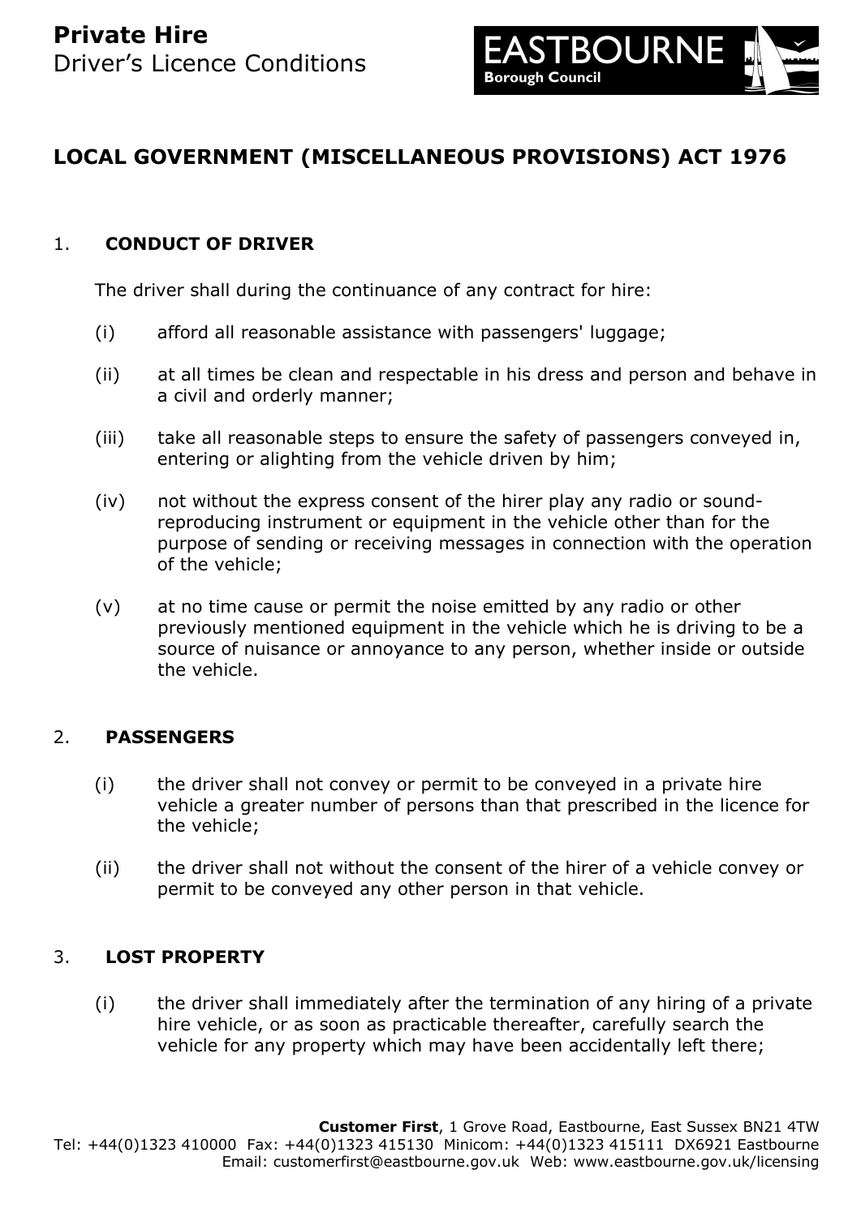**Private Hire**
Driver's Licence Conditions

EASTBOURNE
Borough Council

# LOCAL GOVERNMENT (MISCELLANEOUS PROVISIONS) ACT 1976

## 1. CONDUCT OF DRIVER

The driver shall during the continuance of any contract for hire:

(i) afford all reasonable assistance with passengers' luggage;

(ii) at all times be clean and respectable in his dress and person and behave in a civil and orderly manner;

(iii) take all reasonable steps to ensure the safety of passengers conveyed in, entering or alighting from the vehicle driven by him;

(iv) not without the express consent of the hirer play any radio or sound-reproducing instrument or equipment in the vehicle other than for the purpose of sending or receiving messages in connection with the operation of the vehicle;

(v) at no time cause or permit the noise emitted by any radio or other previously mentioned equipment in the vehicle which he is driving to be a source of nuisance or annoyance to any person, whether inside or outside the vehicle.

## 2. PASSENGERS

(i) the driver shall not convey or permit to be conveyed in a private hire vehicle a greater number of persons than that prescribed in the licence for the vehicle;

(ii) the driver shall not without the consent of the hirer of a vehicle convey or permit to be conveyed any other person in that vehicle.

## 3. LOST PROPERTY

(i) the driver shall immediately after the termination of any hiring of a private hire vehicle, or as soon as practicable thereafter, carefully search the vehicle for any property which may have been accidentally left there;

**Customer First**, 1 Grove Road, Eastbourne, East Sussex BN21 4TW
Tel: +44(0)1323 410000 Fax: +44(0)1323 415130 Minicom: +44(0)1323 415111 DX6921 Eastbourne
Email: customerfirst@eastbourne.gov.uk Web: www.eastbourne.gov.uk/licensing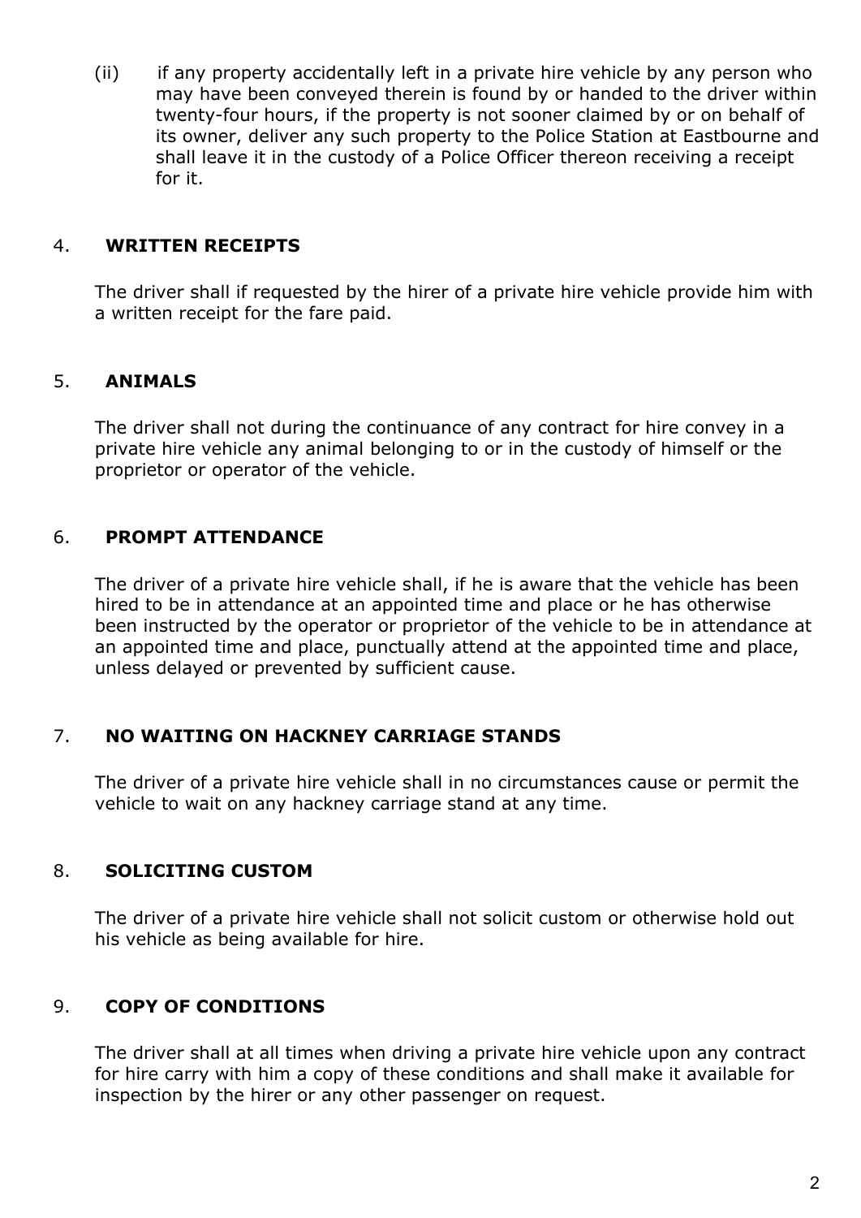(ii) if any property accidentally left in a private hire vehicle by any person who may have been conveyed therein is found by or handed to the driver within twenty-four hours, if the property is not sooner claimed by or on behalf of its owner, deliver any such property to the Police Station at Eastbourne and shall leave it in the custody of a Police Officer thereon receiving a receipt for it.

4. **WRITTEN RECEIPTS**

The driver shall if requested by the hirer of a private hire vehicle provide him with a written receipt for the fare paid.

5. **ANIMALS**

The driver shall not during the continuance of any contract for hire convey in a private hire vehicle any animal belonging to or in the custody of himself or the proprietor or operator of the vehicle.

6. **PROMPT ATTENDANCE**

The driver of a private hire vehicle shall, if he is aware that the vehicle has been hired to be in attendance at an appointed time and place or he has otherwise been instructed by the operator or proprietor of the vehicle to be in attendance at an appointed time and place, punctually attend at the appointed time and place, unless delayed or prevented by sufficient cause.

7. **NO WAITING ON HACKNEY CARRIAGE STANDS**

The driver of a private hire vehicle shall in no circumstances cause or permit the vehicle to wait on any hackney carriage stand at any time.

8. **SOLICITING CUSTOM**

The driver of a private hire vehicle shall not solicit custom or otherwise hold out his vehicle as being available for hire.

9. **COPY OF CONDITIONS**

The driver shall at all times when driving a private hire vehicle upon any contract for hire carry with him a copy of these conditions and shall make it available for inspection by the hirer or any other passenger on request.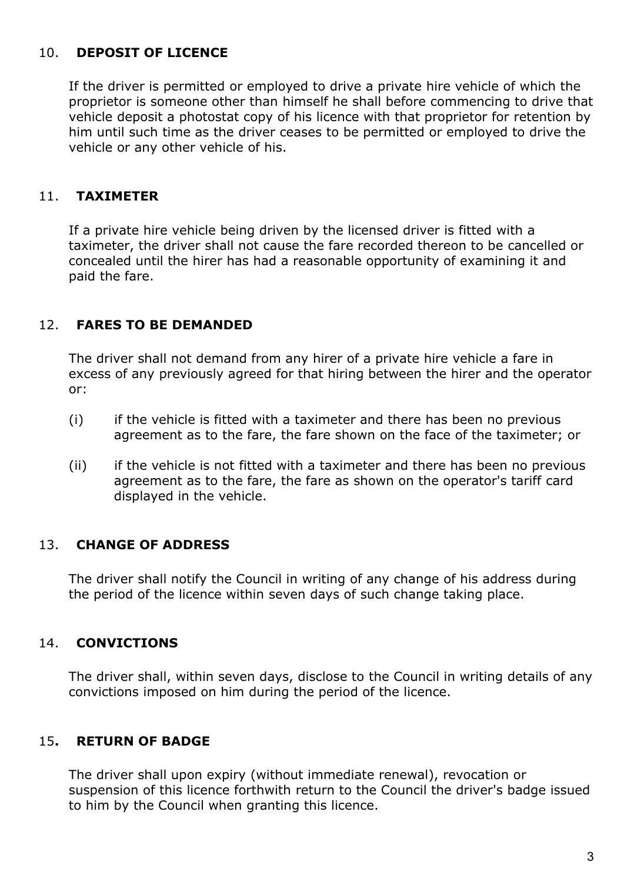## 10. DEPOSIT OF LICENCE

If the driver is permitted or employed to drive a private hire vehicle of which the proprietor is someone other than himself he shall before commencing to drive that vehicle deposit a photostat copy of his licence with that proprietor for retention by him until such time as the driver ceases to be permitted or employed to drive the vehicle or any other vehicle of his.

## 11. TAXIMETER

If a private hire vehicle being driven by the licensed driver is fitted with a taximeter, the driver shall not cause the fare recorded thereon to be cancelled or concealed until the hirer has had a reasonable opportunity of examining it and paid the fare.

## 12. FARES TO BE DEMANDED

The driver shall not demand from any hirer of a private hire vehicle a fare in excess of any previously agreed for that hiring between the hirer and the operator or:

(i) if the vehicle is fitted with a taximeter and there has been no previous agreement as to the fare, the fare shown on the face of the taximeter; or

(ii) if the vehicle is not fitted with a taximeter and there has been no previous agreement as to the fare, the fare as shown on the operator's tariff card displayed in the vehicle.

## 13. CHANGE OF ADDRESS

The driver shall notify the Council in writing of any change of his address during the period of the licence within seven days of such change taking place.

## 14. CONVICTIONS

The driver shall, within seven days, disclose to the Council in writing details of any convictions imposed on him during the period of the licence.

## 15. RETURN OF BADGE

The driver shall upon expiry (without immediate renewal), revocation or suspension of this licence forthwith return to the Council the driver's badge issued to him by the Council when granting this licence.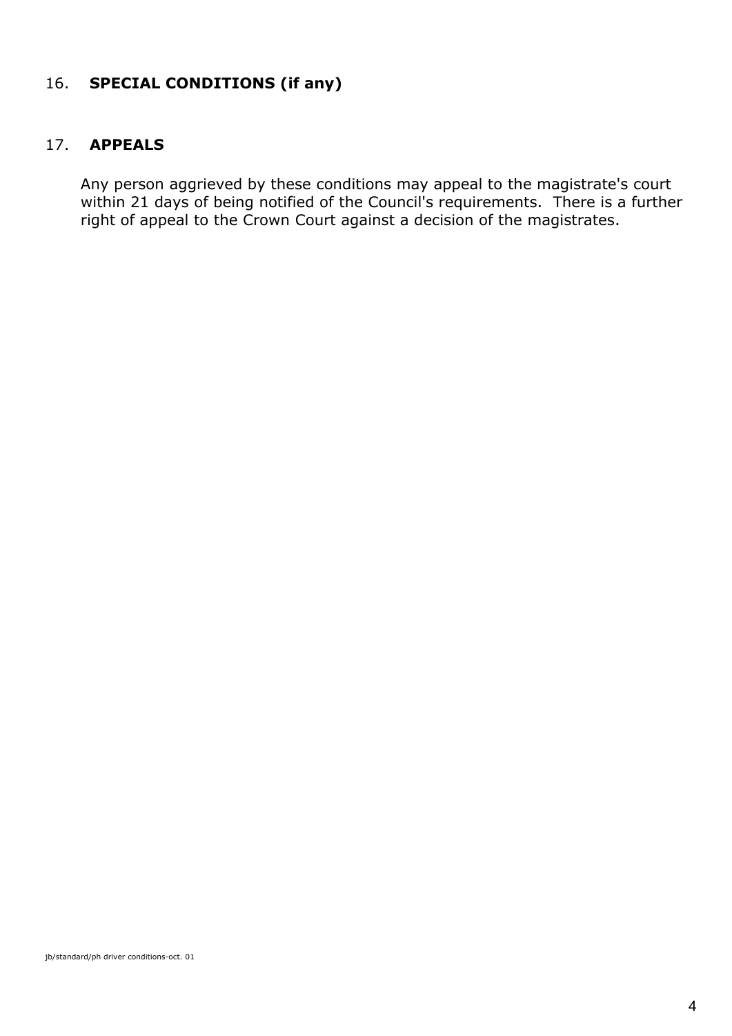## 16. **SPECIAL CONDITIONS (if any)**

## 17. **APPEALS**

Any person aggrieved by these conditions may appeal to the magistrate's court within 21 days of being notified of the Council's requirements. There is a further right of appeal to the Crown Court against a decision of the magistrates.

jb/standard/ph driver conditions-oct. 01